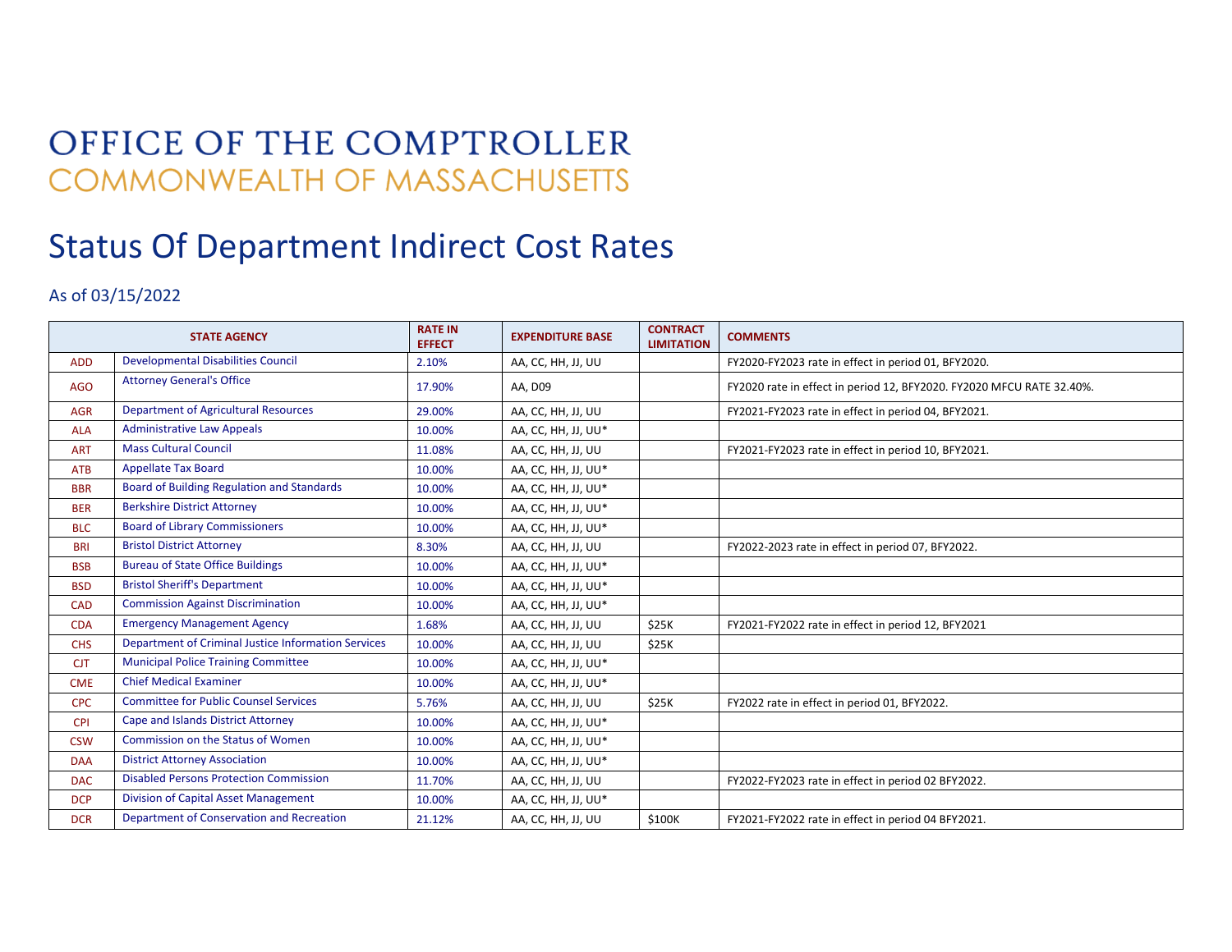# OFFICE OF THE COMPTROLLER
## COMMONWEALTH OF MASSACHUSETTS

# Status Of Department Indirect Cost Rates

As of 03/15/2022

| STATE AGENCY | | RATE IN EFFECT | EXPENDITURE BASE | CONTRACT LIMITATION | COMMENTS |
|---|---|---|---|---|---|
| ADD | Developmental Disabilities Council | 2.10% | AA, CC, HH, JJ, UU | | FY2020-FY2023 rate in effect in period 01, BFY2020. |
| AGO | Attorney General's Office | 17.90% | AA, D09 | | FY2020 rate in effect in period 12, BFY2020. FY2020 MFCU RATE 32.40%. |
| AGR | Department of Agricultural Resources | 29.00% | AA, CC, HH, JJ, UU | | FY2021-FY2023 rate in effect in period 04, BFY2021. |
| ALA | Administrative Law Appeals | 10.00% | AA, CC, HH, JJ, UU* | | |
| ART | Mass Cultural Council | 11.08% | AA, CC, HH, JJ, UU | | FY2021-FY2023 rate in effect in period 10, BFY2021. |
| ATB | Appellate Tax Board | 10.00% | AA, CC, HH, JJ, UU* | | |
| BBR | Board of Building Regulation and Standards | 10.00% | AA, CC, HH, JJ, UU* | | |
| BER | Berkshire District Attorney | 10.00% | AA, CC, HH, JJ, UU* | | |
| BLC | Board of Library Commissioners | 10.00% | AA, CC, HH, JJ, UU* | | |
| BRI | Bristol District Attorney | 8.30% | AA, CC, HH, JJ, UU | | FY2022-2023 rate in effect in period 07, BFY2022. |
| BSB | Bureau of State Office Buildings | 10.00% | AA, CC, HH, JJ, UU* | | |
| BSD | Bristol Sheriff's Department | 10.00% | AA, CC, HH, JJ, UU* | | |
| CAD | Commission Against Discrimination | 10.00% | AA, CC, HH, JJ, UU* | | |
| CDA | Emergency Management Agency | 1.68% | AA, CC, HH, JJ, UU | $25K | FY2021-FY2022 rate in effect in period 12, BFY2021 |
| CHS | Department of Criminal Justice Information Services | 10.00% | AA, CC, HH, JJ, UU | $25K | |
| CJT | Municipal Police Training Committee | 10.00% | AA, CC, HH, JJ, UU* | | |
| CME | Chief Medical Examiner | 10.00% | AA, CC, HH, JJ, UU* | | |
| CPC | Committee for Public Counsel Services | 5.76% | AA, CC, HH, JJ, UU | $25K | FY2022 rate in effect in period 01, BFY2022. |
| CPI | Cape and Islands District Attorney | 10.00% | AA, CC, HH, JJ, UU* | | |
| CSW | Commission on the Status of Women | 10.00% | AA, CC, HH, JJ, UU* | | |
| DAA | District Attorney Association | 10.00% | AA, CC, HH, JJ, UU* | | |
| DAC | Disabled Persons Protection Commission | 11.70% | AA, CC, HH, JJ, UU | | FY2022-FY2023 rate in effect in period 02 BFY2022. |
| DCP | Division of Capital Asset Management | 10.00% | AA, CC, HH, JJ, UU* | | |
| DCR | Department of Conservation and Recreation | 21.12% | AA, CC, HH, JJ, UU | $100K | FY2021-FY2022 rate in effect in period 04 BFY2021. |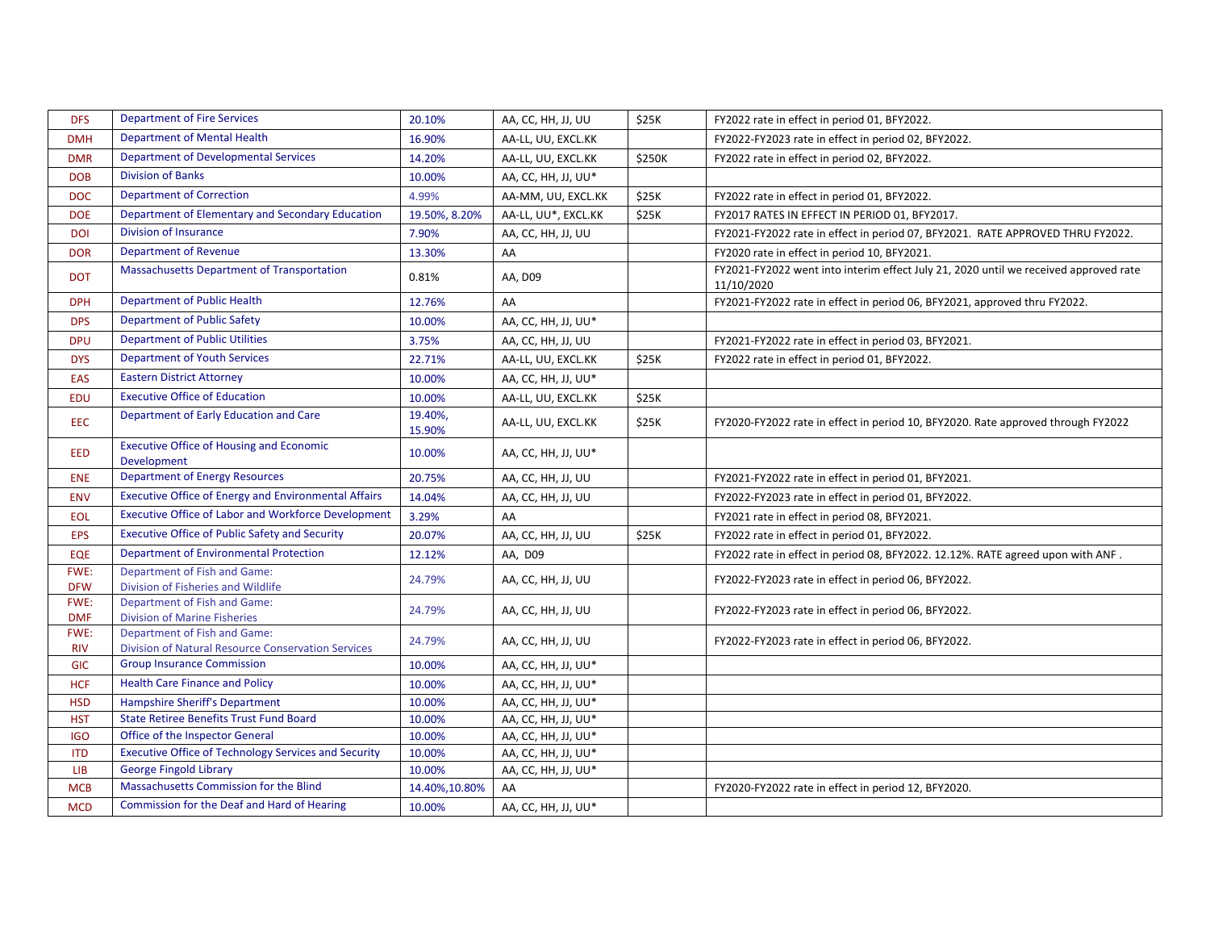| | | | | | |
|---|---|---|---|---|---|
| DFS | Department of Fire Services | 20.10% | AA, CC, HH, JJ, UU | $25K | FY2022 rate in effect in period 01, BFY2022. |
| DMH | Department of Mental Health | 16.90% | AA-LL, UU, EXCL.KK | | FY2022-FY2023 rate in effect in period 02, BFY2022. |
| DMR | Department of Developmental Services | 14.20% | AA-LL, UU, EXCL.KK | $250K | FY2022 rate in effect in period 02, BFY2022. |
| DOB | Division of Banks | 10.00% | AA, CC, HH, JJ, UU* | | |
| DOC | Department of Correction | 4.99% | AA-MM, UU, EXCL.KK | $25K | FY2022 rate in effect in period 01, BFY2022. |
| DOE | Department of Elementary and Secondary Education | 19.50%, 8.20% | AA-LL, UU*, EXCL.KK | $25K | FY2017 RATES IN EFFECT IN PERIOD 01, BFY2017. |
| DOI | Division of Insurance | 7.90% | AA, CC, HH, JJ, UU | | FY2021-FY2022 rate in effect in period 07, BFY2021. RATE APPROVED THRU FY2022. |
| DOR | Department of Revenue | 13.30% | AA | | FY2020 rate in effect in period 10, BFY2021. |
| DOT | Massachusetts Department of Transportation | 0.81% | AA, D09 | | FY2021-FY2022 went into interim effect July 21, 2020 until we received approved rate 11/10/2020 |
| DPH | Department of Public Health | 12.76% | AA | | FY2021-FY2022 rate in effect in period 06, BFY2021, approved thru FY2022. |
| DPS | Department of Public Safety | 10.00% | AA, CC, HH, JJ, UU* | | |
| DPU | Department of Public Utilities | 3.75% | AA, CC, HH, JJ, UU | | FY2021-FY2022 rate in effect in period 03, BFY2021. |
| DYS | Department of Youth Services | 22.71% | AA-LL, UU, EXCL.KK | $25K | FY2022 rate in effect in period 01, BFY2022. |
| EAS | Eastern District Attorney | 10.00% | AA, CC, HH, JJ, UU* | | |
| EDU | Executive Office of Education | 10.00% | AA-LL, UU, EXCL.KK | $25K | |
| EEC | Department of Early Education and Care | 19.40%, 15.90% | AA-LL, UU, EXCL.KK | $25K | FY2020-FY2022 rate in effect in period 10, BFY2020. Rate approved through FY2022 |
| EED | Executive Office of Housing and Economic Development | 10.00% | AA, CC, HH, JJ, UU* | | |
| ENE | Department of Energy Resources | 20.75% | AA, CC, HH, JJ, UU | | FY2021-FY2022 rate in effect in period 01, BFY2021. |
| ENV | Executive Office of Energy and Environmental Affairs | 14.04% | AA, CC, HH, JJ, UU | | FY2022-FY2023 rate in effect in period 01, BFY2022. |
| EOL | Executive Office of Labor and Workforce Development | 3.29% | AA | | FY2021 rate in effect in period 08, BFY2021. |
| EPS | Executive Office of Public Safety and Security | 20.07% | AA, CC, HH, JJ, UU | $25K | FY2022 rate in effect in period 01, BFY2022. |
| EQE | Department of Environmental Protection | 12.12% | AA, D09 | | FY2022 rate in effect in period 08, BFY2022. 12.12%. RATE agreed upon with ANF . |
| FWE: DFW | Department of Fish and Game: Division of Fisheries and Wildlife | 24.79% | AA, CC, HH, JJ, UU | | FY2022-FY2023 rate in effect in period 06, BFY2022. |
| FWE: DMF | Department of Fish and Game: Division of Marine Fisheries | 24.79% | AA, CC, HH, JJ, UU | | FY2022-FY2023 rate in effect in period 06, BFY2022. |
| FWE: RIV | Department of Fish and Game: Division of Natural Resource Conservation Services | 24.79% | AA, CC, HH, JJ, UU | | FY2022-FY2023 rate in effect in period 06, BFY2022. |
| GIC | Group Insurance Commission | 10.00% | AA, CC, HH, JJ, UU* | | |
| HCF | Health Care Finance and Policy | 10.00% | AA, CC, HH, JJ, UU* | | |
| HSD | Hampshire Sheriff's Department | 10.00% | AA, CC, HH, JJ, UU* | | |
| HST | State Retiree Benefits Trust Fund Board | 10.00% | AA, CC, HH, JJ, UU* | | |
| IGO | Office of the Inspector General | 10.00% | AA, CC, HH, JJ, UU* | | |
| ITD | Executive Office of Technology Services and Security | 10.00% | AA, CC, HH, JJ, UU* | | |
| LIB | George Fingold Library | 10.00% | AA, CC, HH, JJ, UU* | | |
| MCB | Massachusetts Commission for the Blind | 14.40%,10.80% | AA | | FY2020-FY2022 rate in effect in period 12, BFY2020. |
| MCD | Commission for the Deaf and Hard of Hearing | 10.00% | AA, CC, HH, JJ, UU* | | |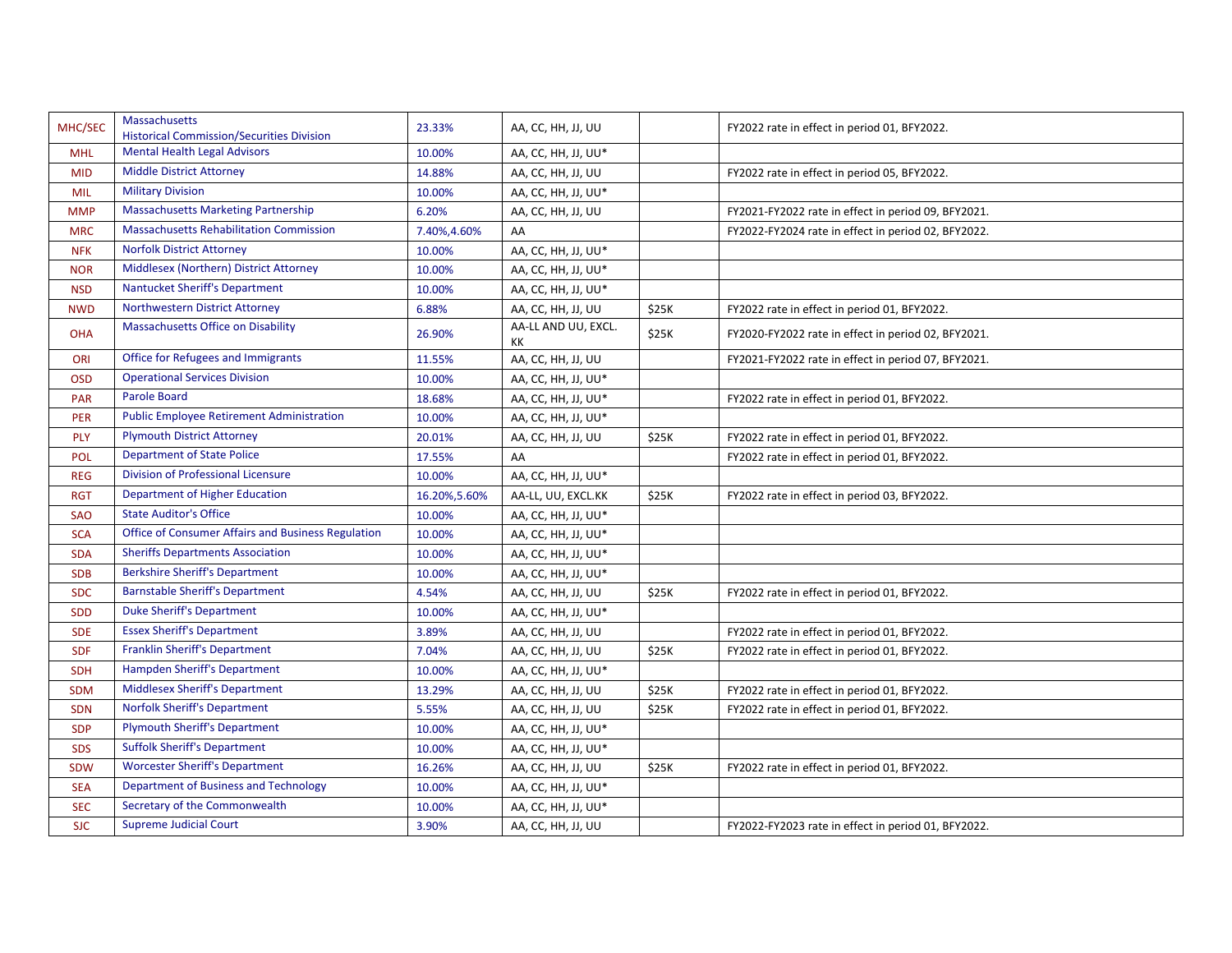| MHC/SEC | Massachusetts Historical Commission/Securities Division | 23.33% | AA, CC, HH, JJ, UU | | FY2022 rate in effect in period 01, BFY2022. |
|---|---|---|---|---|---|
| MHL | Mental Health Legal Advisors | 10.00% | AA, CC, HH, JJ, UU* | | |
| MID | Middle District Attorney | 14.88% | AA, CC, HH, JJ, UU | | FY2022 rate in effect in period 05, BFY2022. |
| MIL | Military Division | 10.00% | AA, CC, HH, JJ, UU* | | |
| MMP | Massachusetts Marketing Partnership | 6.20% | AA, CC, HH, JJ, UU | | FY2021-FY2022 rate in effect in period 09, BFY2021. |
| MRC | Massachusetts Rehabilitation Commission | 7.40%,4.60% | AA | | FY2022-FY2024 rate in effect in period 02, BFY2022. |
| NFK | Norfolk District Attorney | 10.00% | AA, CC, HH, JJ, UU* | | |
| NOR | Middlesex (Northern) District Attorney | 10.00% | AA, CC, HH, JJ, UU* | | |
| NSD | Nantucket Sheriff's Department | 10.00% | AA, CC, HH, JJ, UU* | | |
| NWD | Northwestern District Attorney | 6.88% | AA, CC, HH, JJ, UU | $25K | FY2022 rate in effect in period 01, BFY2022. |
| OHA | Massachusetts Office on Disability | 26.90% | AA-LL AND UU, EXCL. KK | $25K | FY2020-FY2022 rate in effect in period 02, BFY2021. |
| ORI | Office for Refugees and Immigrants | 11.55% | AA, CC, HH, JJ, UU | | FY2021-FY2022 rate in effect in period 07, BFY2021. |
| OSD | Operational Services Division | 10.00% | AA, CC, HH, JJ, UU* | | |
| PAR | Parole Board | 18.68% | AA, CC, HH, JJ, UU* | | FY2022 rate in effect in period 01, BFY2022. |
| PER | Public Employee Retirement Administration | 10.00% | AA, CC, HH, JJ, UU* | | |
| PLY | Plymouth District Attorney | 20.01% | AA, CC, HH, JJ, UU | $25K | FY2022 rate in effect in period 01, BFY2022. |
| POL | Department of State Police | 17.55% | AA | | FY2022 rate in effect in period 01, BFY2022. |
| REG | Division of Professional Licensure | 10.00% | AA, CC, HH, JJ, UU* | | |
| RGT | Department of Higher Education | 16.20%,5.60% | AA-LL, UU, EXCL.KK | $25K | FY2022 rate in effect in period 03, BFY2022. |
| SAO | State Auditor's Office | 10.00% | AA, CC, HH, JJ, UU* | | |
| SCA | Office of Consumer Affairs and Business Regulation | 10.00% | AA, CC, HH, JJ, UU* | | |
| SDA | Sheriffs Departments Association | 10.00% | AA, CC, HH, JJ, UU* | | |
| SDB | Berkshire Sheriff's Department | 10.00% | AA, CC, HH, JJ, UU* | | |
| SDC | Barnstable Sheriff's Department | 4.54% | AA, CC, HH, JJ, UU | $25K | FY2022 rate in effect in period 01, BFY2022. |
| SDD | Duke Sheriff's Department | 10.00% | AA, CC, HH, JJ, UU* | | |
| SDE | Essex Sheriff's Department | 3.89% | AA, CC, HH, JJ, UU | | FY2022 rate in effect in period 01, BFY2022. |
| SDF | Franklin Sheriff's Department | 7.04% | AA, CC, HH, JJ, UU | $25K | FY2022 rate in effect in period 01, BFY2022. |
| SDH | Hampden Sheriff's Department | 10.00% | AA, CC, HH, JJ, UU* | | |
| SDM | Middlesex Sheriff's Department | 13.29% | AA, CC, HH, JJ, UU | $25K | FY2022 rate in effect in period 01, BFY2022. |
| SDN | Norfolk Sheriff's Department | 5.55% | AA, CC, HH, JJ, UU | $25K | FY2022 rate in effect in period 01, BFY2022. |
| SDP | Plymouth Sheriff's Department | 10.00% | AA, CC, HH, JJ, UU* | | |
| SDS | Suffolk Sheriff's Department | 10.00% | AA, CC, HH, JJ, UU* | | |
| SDW | Worcester Sheriff's Department | 16.26% | AA, CC, HH, JJ, UU | $25K | FY2022 rate in effect in period 01, BFY2022. |
| SEA | Department of Business and Technology | 10.00% | AA, CC, HH, JJ, UU* | | |
| SEC | Secretary of the Commonwealth | 10.00% | AA, CC, HH, JJ, UU* | | |
| SJC | Supreme Judicial Court | 3.90% | AA, CC, HH, JJ, UU | | FY2022-FY2023 rate in effect in period 01, BFY2022. |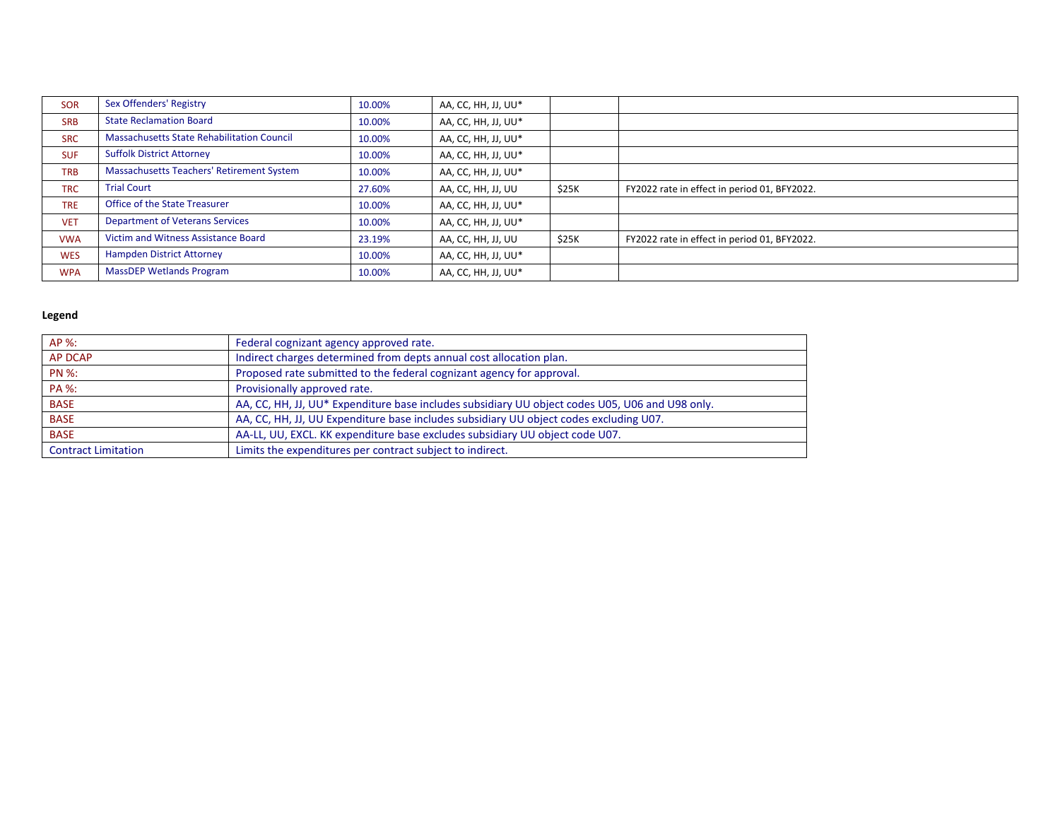| | | | | | |
|---|---|---|---|---|---|
| SOR | Sex Offenders' Registry | 10.00% | AA, CC, HH, JJ, UU* | | |
| SRB | State Reclamation Board | 10.00% | AA, CC, HH, JJ, UU* | | |
| SRC | Massachusetts State Rehabilitation Council | 10.00% | AA, CC, HH, JJ, UU* | | |
| SUF | Suffolk District Attorney | 10.00% | AA, CC, HH, JJ, UU* | | |
| TRB | Massachusetts Teachers' Retirement System | 10.00% | AA, CC, HH, JJ, UU* | | |
| TRC | Trial Court | 27.60% | AA, CC, HH, JJ, UU | $25K | FY2022 rate in effect in period 01, BFY2022. |
| TRE | Office of the State Treasurer | 10.00% | AA, CC, HH, JJ, UU* | | |
| VET | Department of Veterans Services | 10.00% | AA, CC, HH, JJ, UU* | | |
| VWA | Victim and Witness Assistance Board | 23.19% | AA, CC, HH, JJ, UU | $25K | FY2022 rate in effect in period 01, BFY2022. |
| WES | Hampden District Attorney | 10.00% | AA, CC, HH, JJ, UU* | | |
| WPA | MassDEP Wetlands Program | 10.00% | AA, CC, HH, JJ, UU* | | |

**Legend**

| | |
|---|---|
| AP %: | Federal cognizant agency approved rate. |
| AP DCAP | Indirect charges determined from depts annual cost allocation plan. |
| PN %: | Proposed rate submitted to the federal cognizant agency for approval. |
| PA %: | Provisionally approved rate. |
| BASE | AA, CC, HH, JJ, UU* Expenditure base includes subsidiary UU object codes U05, U06 and U98 only. |
| BASE | AA, CC, HH, JJ, UU Expenditure base includes subsidiary UU object codes excluding U07. |
| BASE | AA-LL, UU, EXCL. KK expenditure base excludes subsidiary UU object code U07. |
| Contract Limitation | Limits the expenditures per contract subject to indirect. |